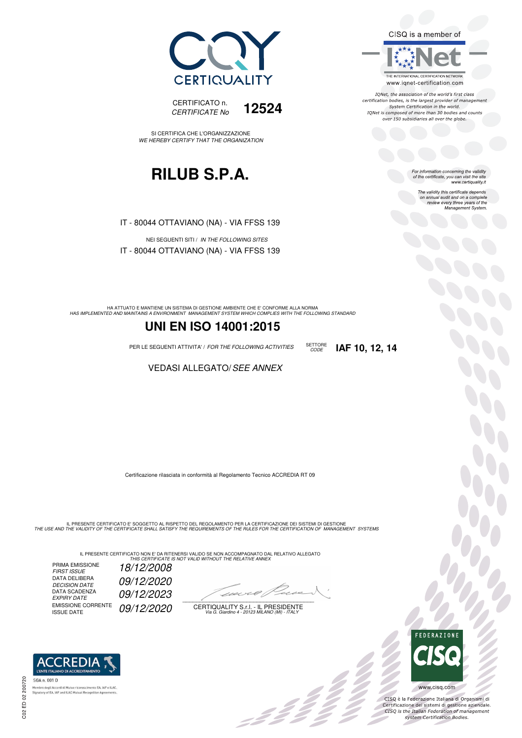CQY CERTIQUALITY

CERTIFICATO n. *CERTIFICATE No* **12524**

SI CERTIFICA CHE L'ORGANIZZAZIONE
*WE HEREBY CERTIFY THAT THE ORGANIZATION*

# RILUB S.P.A.

IT - 80044 OTTAVIANO (NA) - VIA FFSS 139

NEI SEGUENTI SITI / *IN THE FOLLOWING SITES*

IT - 80044 OTTAVIANO (NA) - VIA FFSS 139

HA ATTUATO E MANTIENE UN SISTEMA DI GESTIONE AMBIENTE CHE E' CONFORME ALLA NORMA
*HAS IMPLEMENTED AND MAINTAINS A ENVIRONMENT MANAGEMENT SYSTEM WHICH COMPLIES WITH THE FOLLOWING STANDARD*

## UNI EN ISO 14001:2015

PER LE SEGUENTI ATTIVITA' / *FOR THE FOLLOWING ACTIVITIES* SETTORE *CODE* **IAF 10, 12, 14**

VEDASI ALLEGATO/ *SEE ANNEX*

Certificazione rilasciata in conformità al Regolamento Tecnico ACCREDIA RT 09

IL PRESENTE CERTIFICATO E' SOGGETTO AL RISPETTO DEL REGOLAMENTO PER LA CERTIFICAZIONE DEI SISTEMI DI GESTIONE
*THE USE AND THE VALIDITY OF THE CERTIFICATE SHALL SATISFY THE REQUIREMENTS OF THE RULES FOR THE CERTIFICATION OF MANAGEMENT SYSTEMS*

IL PRESENTE CERTIFICATO NON E' DA RITENERSI VALIDO SE NON ACCOMPAGNATO DAL RELATIVO ALLEGATO
*THIS CERTIFICATE IS NOT VALID WITHOUT THE RELATIVE ANNEX*

| | |
|---|---|
| PRIMA EMISSIONE *FIRST ISSUE* | *18/12/2008* |
| DATA DELIBERA *DECISION DATE* | *09/12/2020* |
| DATA SCADENZA *EXPIRY DATE* | *09/12/2023* |
| EMISSIONE CORRENTE *ISSUE DATE* | *09/12/2020* |

CERTIQUALITY S.r.l. - IL PRESIDENTE
*Via G. Giardino 4 - 20123 MILANO (MI) - ITALY*

CISQ is a member of IQNet
THE INTERNATIONAL CERTIFICATION NETWORK
www.iqnet-certification.com

*IQNet, the association of the world's first class certification bodies, is the largest provider of management System Certification in the world. IQNet is composed of more than 30 bodies and counts over 150 subsidiaries all over the globe.*

*For information concerning the validity of the certificate, you can visit the site www.certiquality.it*

*The validity this certificate depends on annual audit and on a complete review every three years of the Management System.*

ACCREDIA L'ENTE ITALIANO DI ACCREDITAMENTO
SGA n. 001 D
Membro degli Accordi di Mutuo riconoscimento EA, IAF e ILAC.
Signatory of EA, IAF and ILAC Mutual Recognition Agreements.

FEDERAZIONE CISQ
www.cisq.com

CISQ è la Federazione Italiana di Organismi di Certificazione dei sistemi di gestione aziendale.
*CISQ is the Italian Federation of management system Certification Bodies.*

C02 ED 02 200720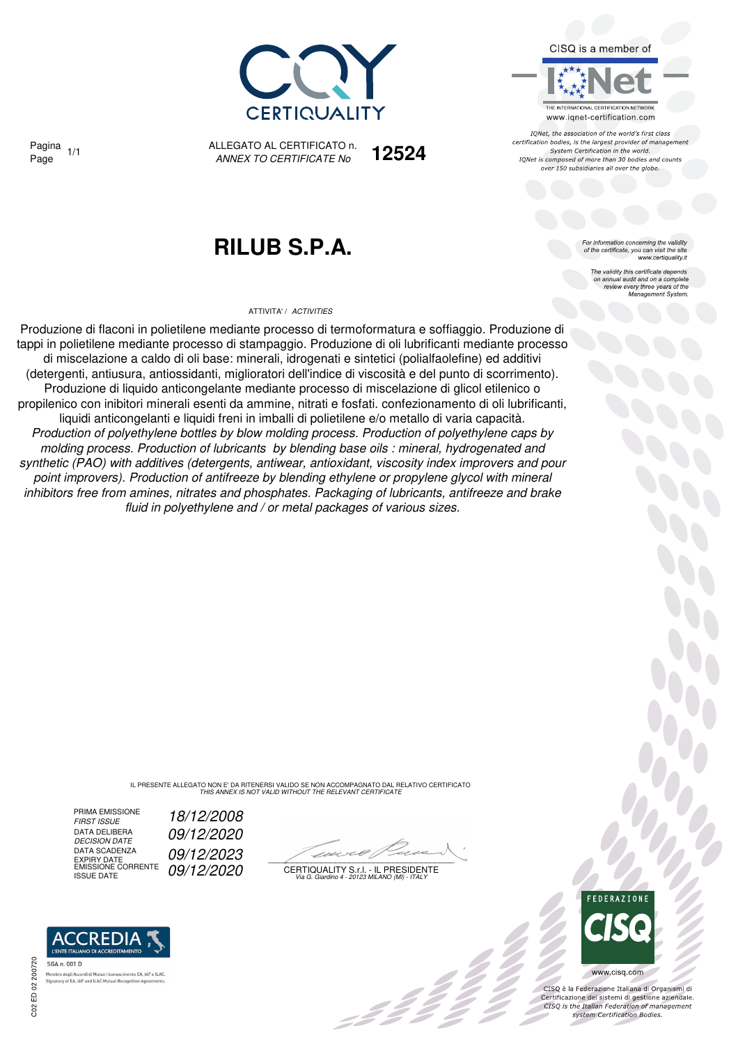CISQ is a member of

THE INTERNATIONAL CERTIFICATION NETWORK
www.iqnet-certification.com

*IQNet, the association of the world's first class certification bodies, is the largest provider of management System Certification in the world. IQNet is composed of more than 30 bodies and counts over 150 subsidiaries all over the globe.*

Pagina / Page 1/1

ALLEGATO AL CERTIFICATO n. / *ANNEX TO CERTIFICATE No* **12524**

# RILUB S.P.A.

*For information concerning the validity of the certificate, you can visit the site www.certiquality.it*

*The validity this certificate depends on annual audit and on a complete review every three years of the Management System.*

ATTIVITA' / *ACTIVITIES*

Produzione di flaconi in polietilene mediante processo di termoformatura e soffiaggio. Produzione di tappi in polietilene mediante processo di stampaggio. Produzione di oli lubrificanti mediante processo di miscelazione a caldo di oli base: minerali, idrogenati e sintetici (polialfaolefine) ed additivi (detergenti, antiusura, antiossidanti, miglioratori dell'indice di viscosità e del punto di scorrimento). Produzione di liquido anticongelante mediante processo di miscelazione di glicol etilenico o propilenico con inibitori minerali esenti da ammine, nitrati e fosfati. confezionamento di oli lubrificanti, liquidi anticongelanti e liquidi freni in imballi di polietilene e/o metallo di varia capacità.

*Production of polyethylene bottles by blow molding process. Production of polyethylene caps by molding process. Production of lubricants by blending base oils : mineral, hydrogenated and synthetic (PAO) with additives (detergents, antiwear, antioxidant, viscosity index improvers and pour point improvers). Production of antifreeze by blending ethylene or propylene glycol with mineral inhibitors free from amines, nitrates and phosphates. Packaging of lubricants, antifreeze and brake fluid in polyethylene and / or metal packages of various sizes.*

IL PRESENTE ALLEGATO NON E' DA RITENERSI VALIDO SE NON ACCOMPAGNATO DAL RELATIVO CERTIFICATO
*THIS ANNEX IS NOT VALID WITHOUT THE RELEVANT CERTIFICATE*

| | |
|---|---|
| PRIMA EMISSIONE / *FIRST ISSUE* | *18/12/2008* |
| DATA DELIBERA / *DECISION DATE* | *09/12/2020* |
| DATA SCADENZA / *EXPIRY DATE* | *09/12/2023* |
| EMISSIONE CORRENTE / *ISSUE DATE* | *09/12/2020* |

CERTIQUALITY S.r.l. - IL PRESIDENTE
*Via G. Giardino 4 - 20123 MILANO (MI) - ITALY*

ACCREDIA
L'ENTE ITALIANO DI ACCREDITAMENTO
SGA n. 001 D
Membro degli Accordi di Mutuo riconoscimento EA, IAF e ILAC.
Signatory of EA, IAF and ILAC Mutual Recognition Agreements.

C02 ED 02 200720

FEDERAZIONE CISQ
www.cisq.com

CISQ è la Federazione Italiana di Organismi di Certificazione dei sistemi di gestione aziendale.
*CISQ is the Italian Federation of management system Certification Bodies.*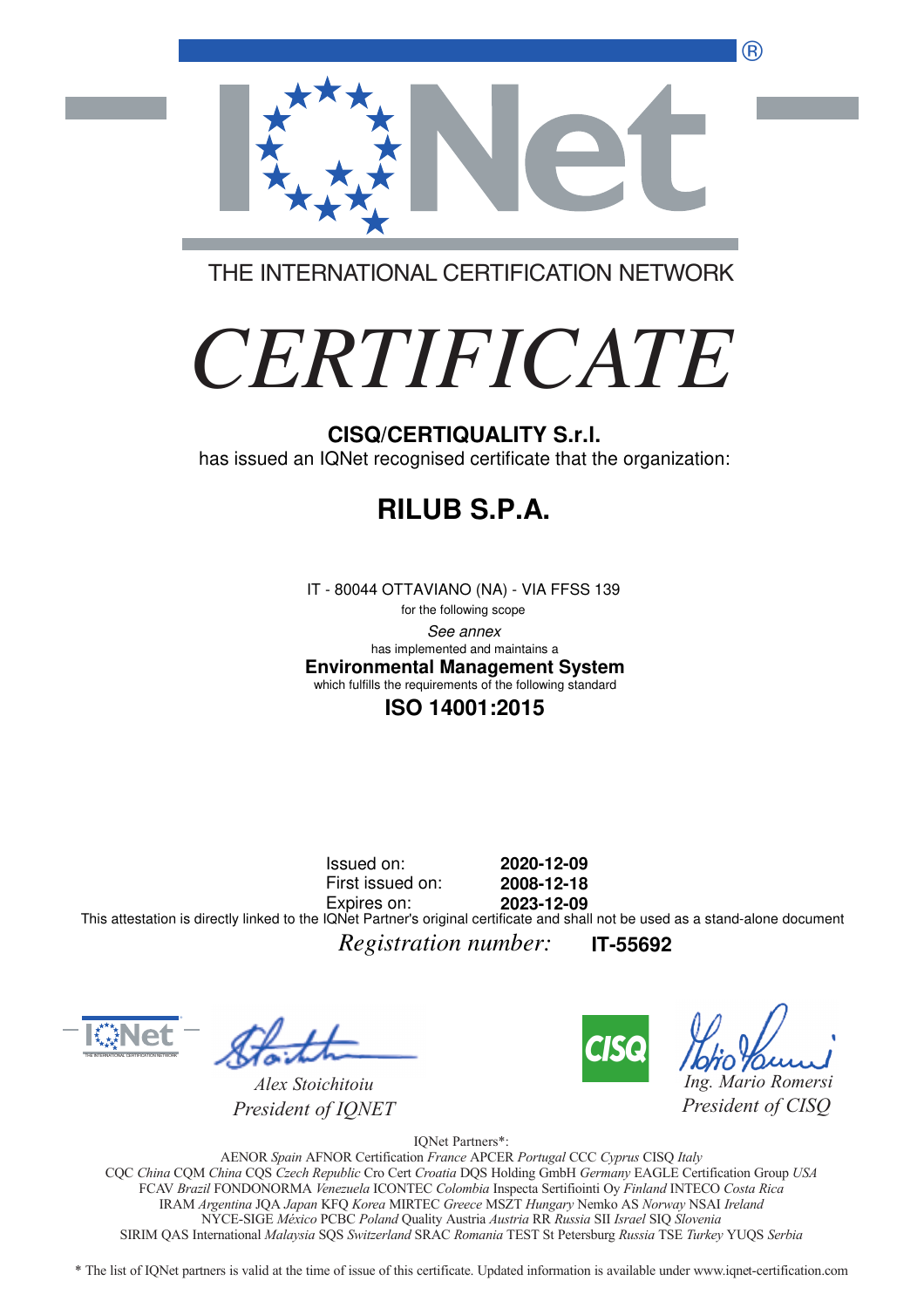THE INTERNATIONAL CERTIFICATION NETWORK

# *CERTIFICATE*

**CISQ/CERTIQUALITY S.r.l.**

has issued an IQNet recognised certificate that the organization:

## RILUB S.P.A.

IT - 80044 OTTAVIANO (NA) - VIA FFSS 139

for the following scope

*See annex*

has implemented and maintains a

**Environmental Management System**

which fulfills the requirements of the following standard

**ISO 14001:2015**

| | |
|---|---|
| Issued on: | **2020-12-09** |
| First issued on: | **2008-12-18** |
| Expires on: | **2023-12-09** |

This attestation is directly linked to the IQNet Partner's original certificate and shall not be used as a stand-alone document

*Registration number:* **IT-55692**

*Alex Stoichitoiu*
*President of IQNET*

*Ing. Mario Romersi*
*President of CISQ*

IQNet Partners*:

AENOR *Spain* AFNOR Certification *France* APCER *Portugal* CCC *Cyprus* CISQ *Italy*
CQC *China* CQM *China* CQS *Czech Republic* Cro Cert *Croatia* DQS Holding GmbH *Germany* EAGLE Certification Group *USA*
FCAV *Brazil* FONDONORMA *Venezuela* ICONTEC *Colombia* Inspecta Sertifiointi Oy *Finland* INTECO *Costa Rica*
IRAM *Argentina* JQA *Japan* KFQ *Korea* MIRTEC *Greece* MSZT *Hungary* Nemko AS *Norway* NSAI *Ireland*
NYCE-SIGE *México* PCBC *Poland* Quality Austria *Austria* RR *Russia* SII *Israel* SIQ *Slovenia*
SIRIM QAS International *Malaysia* SQS *Switzerland* SRAC *Romania* TEST St Petersburg *Russia* TSE *Turkey* YUQS *Serbia*

* The list of IQNet partners is valid at the time of issue of this certificate. Updated information is available under www.iqnet-certification.com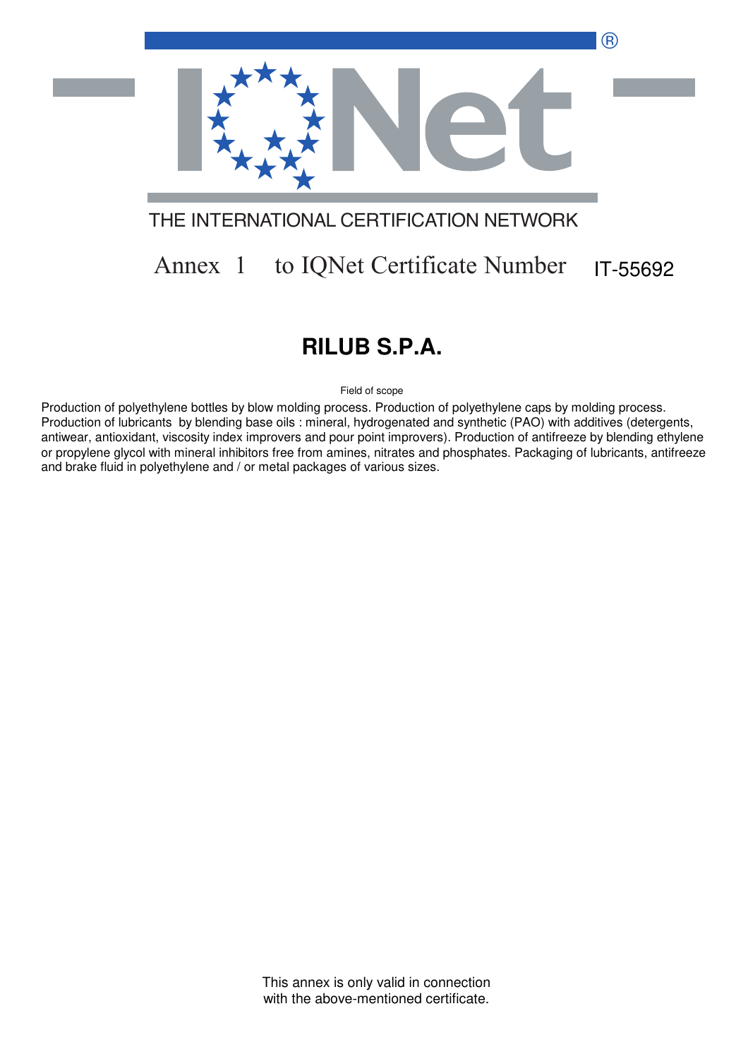IQNet

THE INTERNATIONAL CERTIFICATION NETWORK

Annex 1 to IQNet Certificate Number IT-55692

# RILUB S.P.A.

Field of scope

Production of polyethylene bottles by blow molding process. Production of polyethylene caps by molding process. Production of lubricants by blending base oils : mineral, hydrogenated and synthetic (PAO) with additives (detergents, antiwear, antioxidant, viscosity index improvers and pour point improvers). Production of antifreeze by blending ethylene or propylene glycol with mineral inhibitors free from amines, nitrates and phosphates. Packaging of lubricants, antifreeze and brake fluid in polyethylene and / or metal packages of various sizes.

This annex is only valid in connection
with the above-mentioned certificate.